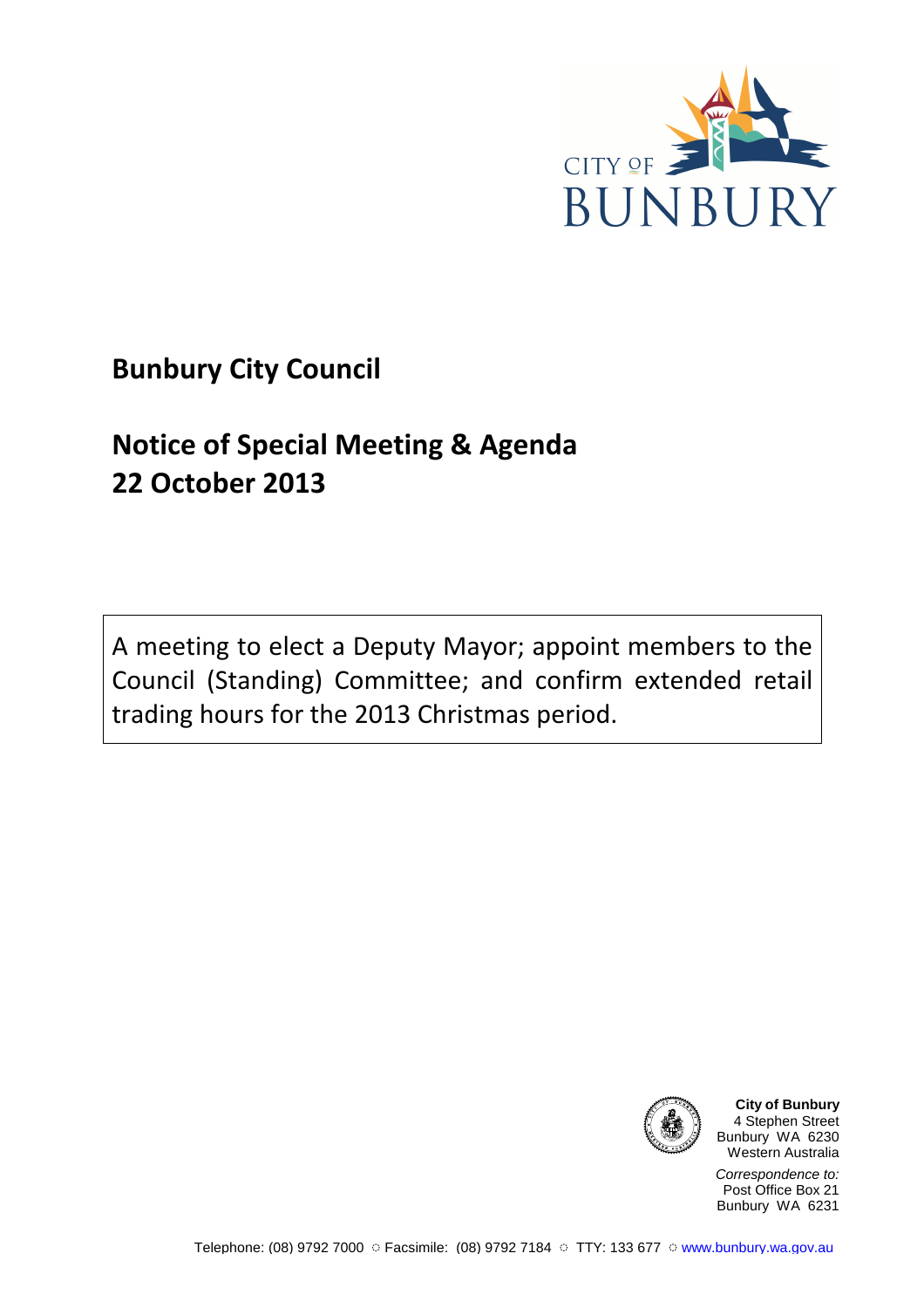CITY OF BUNBURY

# Bunbury City Council

## Notice of Special Meeting & Agenda
## 22 October 2013

A meeting to elect a Deputy Mayor; appoint members to the Council (Standing) Committee; and confirm extended retail trading hours for the 2013 Christmas period.

**City of Bunbury**
4 Stephen Street
Bunbury WA 6230
Western Australia

*Correspondence to:*
Post Office Box 21
Bunbury WA 6231

Telephone: (08) 9792 7000 ○ Facsimile: (08) 9792 7184 ○ TTY: 133 677 ○ www.bunbury.wa.gov.au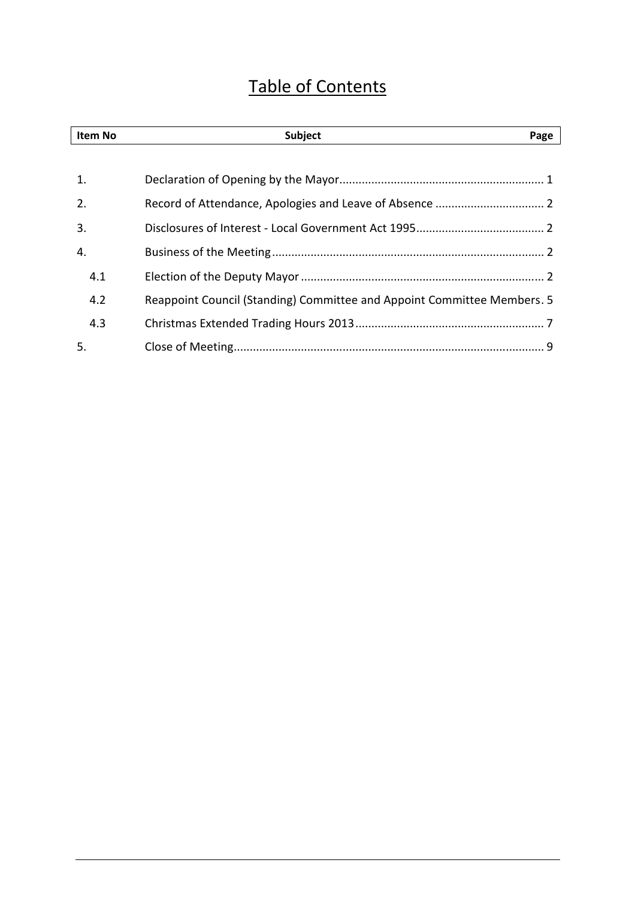# Table of Contents

| Item No | Subject | Page |
|---|---|---|
| 1. | Declaration of Opening by the Mayor | 1 |
| 2. | Record of Attendance, Apologies and Leave of Absence | 2 |
| 3. | Disclosures of Interest - Local Government Act 1995 | 2 |
| 4. | Business of the Meeting | 2 |
| 4.1 | Election of the Deputy Mayor | 2 |
| 4.2 | Reappoint Council (Standing) Committee and Appoint Committee Members | 5 |
| 4.3 | Christmas Extended Trading Hours 2013 | 7 |
| 5. | Close of Meeting | 9 |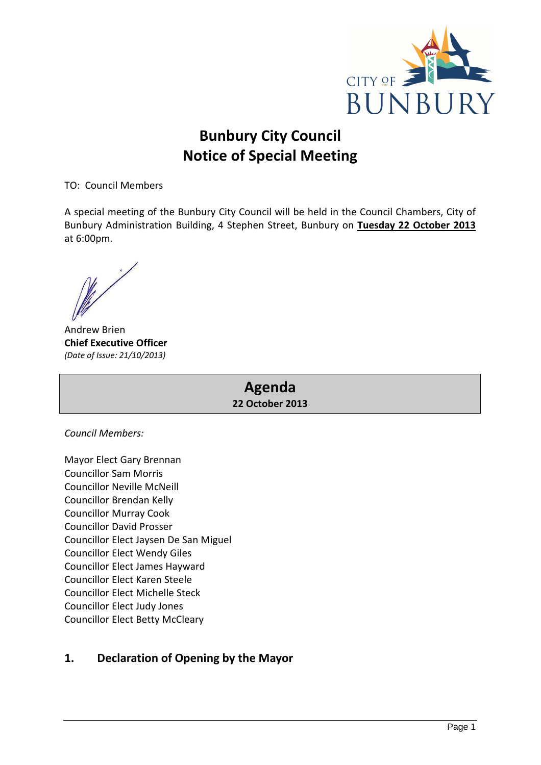# Bunbury City Council
## Notice of Special Meeting

TO: Council Members

A special meeting of the Bunbury City Council will be held in the Council Chambers, City of Bunbury Administration Building, 4 Stephen Street, Bunbury on **Tuesday 22 October 2013** at 6:00pm.

Andrew Brien
**Chief Executive Officer**
*(Date of Issue: 21/10/2013)*

## Agenda
**22 October 2013**

*Council Members:*

Mayor Elect Gary Brennan
Councillor Sam Morris
Councillor Neville McNeill
Councillor Brendan Kelly
Councillor Murray Cook
Councillor David Prosser
Councillor Elect Jaysen De San Miguel
Councillor Elect Wendy Giles
Councillor Elect James Hayward
Councillor Elect Karen Steele
Councillor Elect Michelle Steck
Councillor Elect Judy Jones
Councillor Elect Betty McCleary

## 1. Declaration of Opening by the Mayor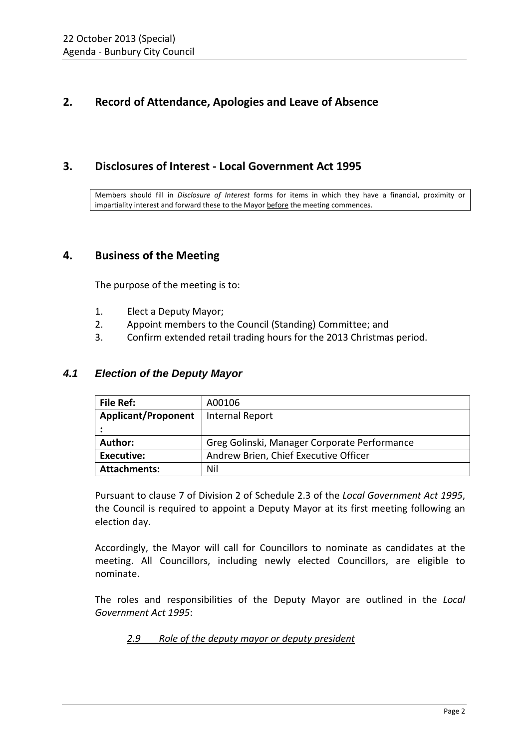## 2. Record of Attendance, Apologies and Leave of Absence

## 3. Disclosures of Interest - Local Government Act 1995

Members should fill in *Disclosure of Interest* forms for items in which they have a financial, proximity or impartiality interest and forward these to the Mayor before the meeting commences.

## 4. Business of the Meeting

The purpose of the meeting is to:

1. Elect a Deputy Mayor;
2. Appoint members to the Council (Standing) Committee; and
3. Confirm extended retail trading hours for the 2013 Christmas period.

### *4.1 Election of the Deputy Mayor*

| **File Ref:** | A00106 |
|---|---|
| **Applicant/Proponent:** | Internal Report |
| **Author:** | Greg Golinski, Manager Corporate Performance |
| **Executive:** | Andrew Brien, Chief Executive Officer |
| **Attachments:** | Nil |

Pursuant to clause 7 of Division 2 of Schedule 2.3 of the *Local Government Act 1995*, the Council is required to appoint a Deputy Mayor at its first meeting following an election day.

Accordingly, the Mayor will call for Councillors to nominate as candidates at the meeting. All Councillors, including newly elected Councillors, are eligible to nominate.

The roles and responsibilities of the Deputy Mayor are outlined in the *Local Government Act 1995*:

*2.9 Role of the deputy mayor or deputy president*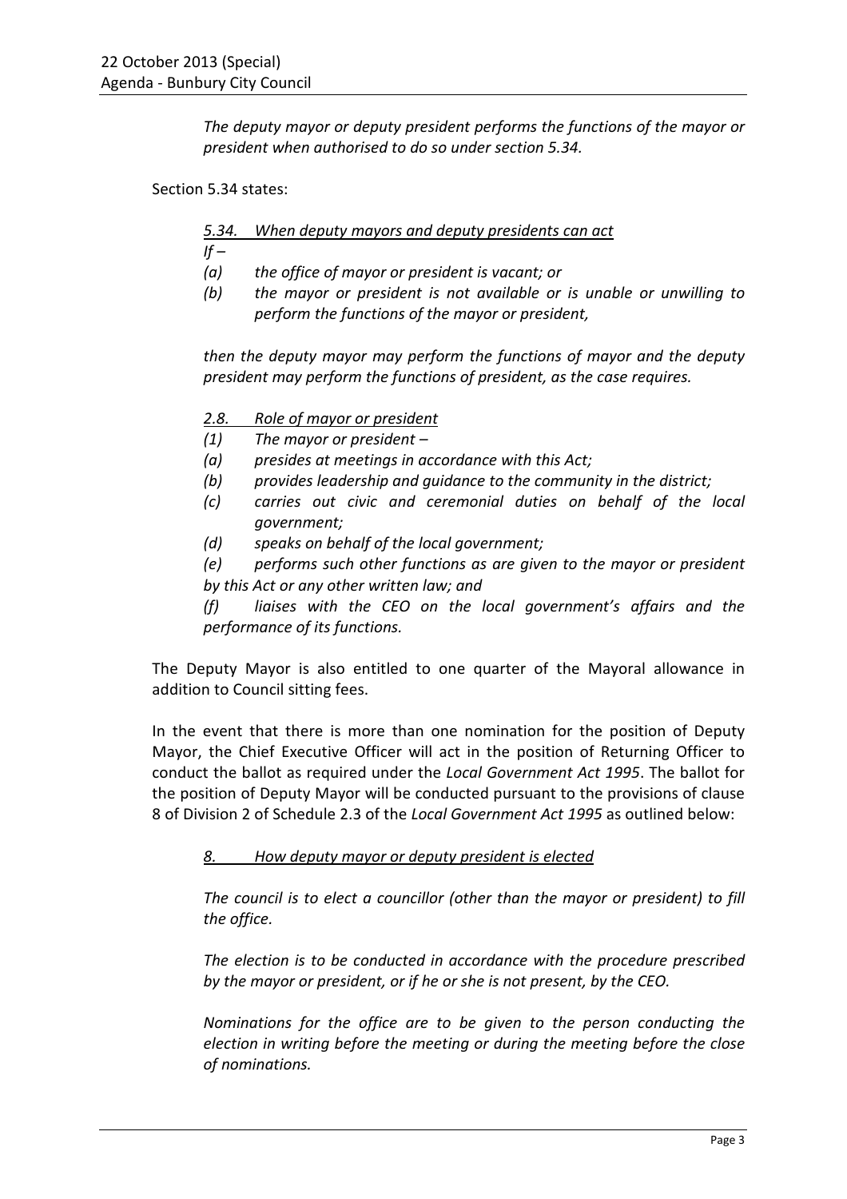*The deputy mayor or deputy president performs the functions of the mayor or president when authorised to do so under section 5.34.*

Section 5.34 states:

*5.34. When deputy mayors and deputy presidents can act*

*If –*

*(a) the office of mayor or president is vacant; or*

*(b) the mayor or president is not available or is unable or unwilling to perform the functions of the mayor or president,*

*then the deputy mayor may perform the functions of mayor and the deputy president may perform the functions of president, as the case requires.*

*2.8. Role of mayor or president*

*(1) The mayor or president –*

*(a) presides at meetings in accordance with this Act;*

*(b) provides leadership and guidance to the community in the district;*

*(c) carries out civic and ceremonial duties on behalf of the local government;*

*(d) speaks on behalf of the local government;*

*(e) performs such other functions as are given to the mayor or president by this Act or any other written law; and*

*(f) liaises with the CEO on the local government's affairs and the performance of its functions.*

The Deputy Mayor is also entitled to one quarter of the Mayoral allowance in addition to Council sitting fees.

In the event that there is more than one nomination for the position of Deputy Mayor, the Chief Executive Officer will act in the position of Returning Officer to conduct the ballot as required under the *Local Government Act 1995*. The ballot for the position of Deputy Mayor will be conducted pursuant to the provisions of clause 8 of Division 2 of Schedule 2.3 of the *Local Government Act 1995* as outlined below:

*8. How deputy mayor or deputy president is elected*

*The council is to elect a councillor (other than the mayor or president) to fill the office.*

*The election is to be conducted in accordance with the procedure prescribed by the mayor or president, or if he or she is not present, by the CEO.*

*Nominations for the office are to be given to the person conducting the election in writing before the meeting or during the meeting before the close of nominations.*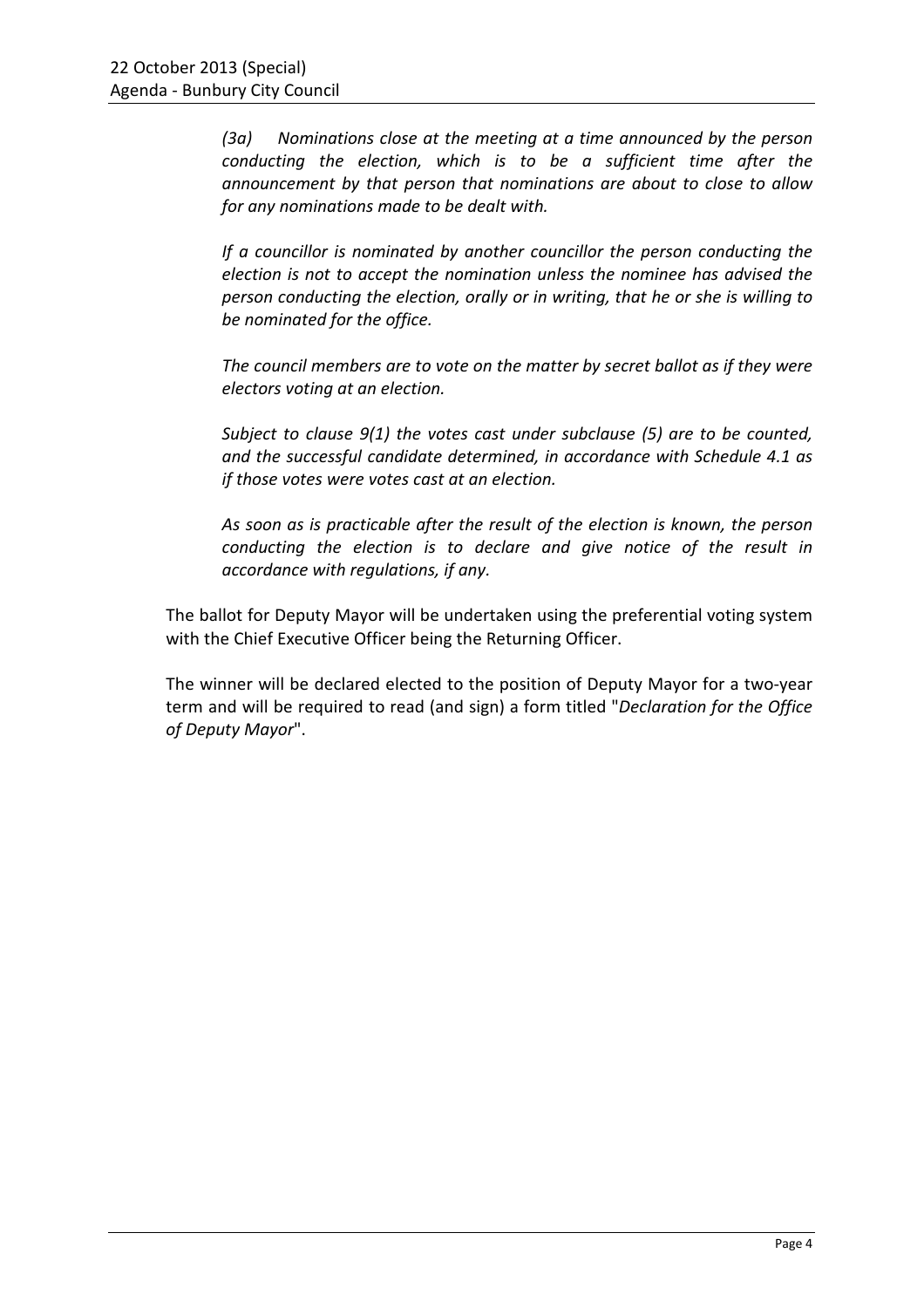*(3a) Nominations close at the meeting at a time announced by the person conducting the election, which is to be a sufficient time after the announcement by that person that nominations are about to close to allow for any nominations made to be dealt with.*

*If a councillor is nominated by another councillor the person conducting the election is not to accept the nomination unless the nominee has advised the person conducting the election, orally or in writing, that he or she is willing to be nominated for the office.*

*The council members are to vote on the matter by secret ballot as if they were electors voting at an election.*

*Subject to clause 9(1) the votes cast under subclause (5) are to be counted, and the successful candidate determined, in accordance with Schedule 4.1 as if those votes were votes cast at an election.*

*As soon as is practicable after the result of the election is known, the person conducting the election is to declare and give notice of the result in accordance with regulations, if any.*

The ballot for Deputy Mayor will be undertaken using the preferential voting system with the Chief Executive Officer being the Returning Officer.

The winner will be declared elected to the position of Deputy Mayor for a two-year term and will be required to read (and sign) a form titled "*Declaration for the Office of Deputy Mayor*".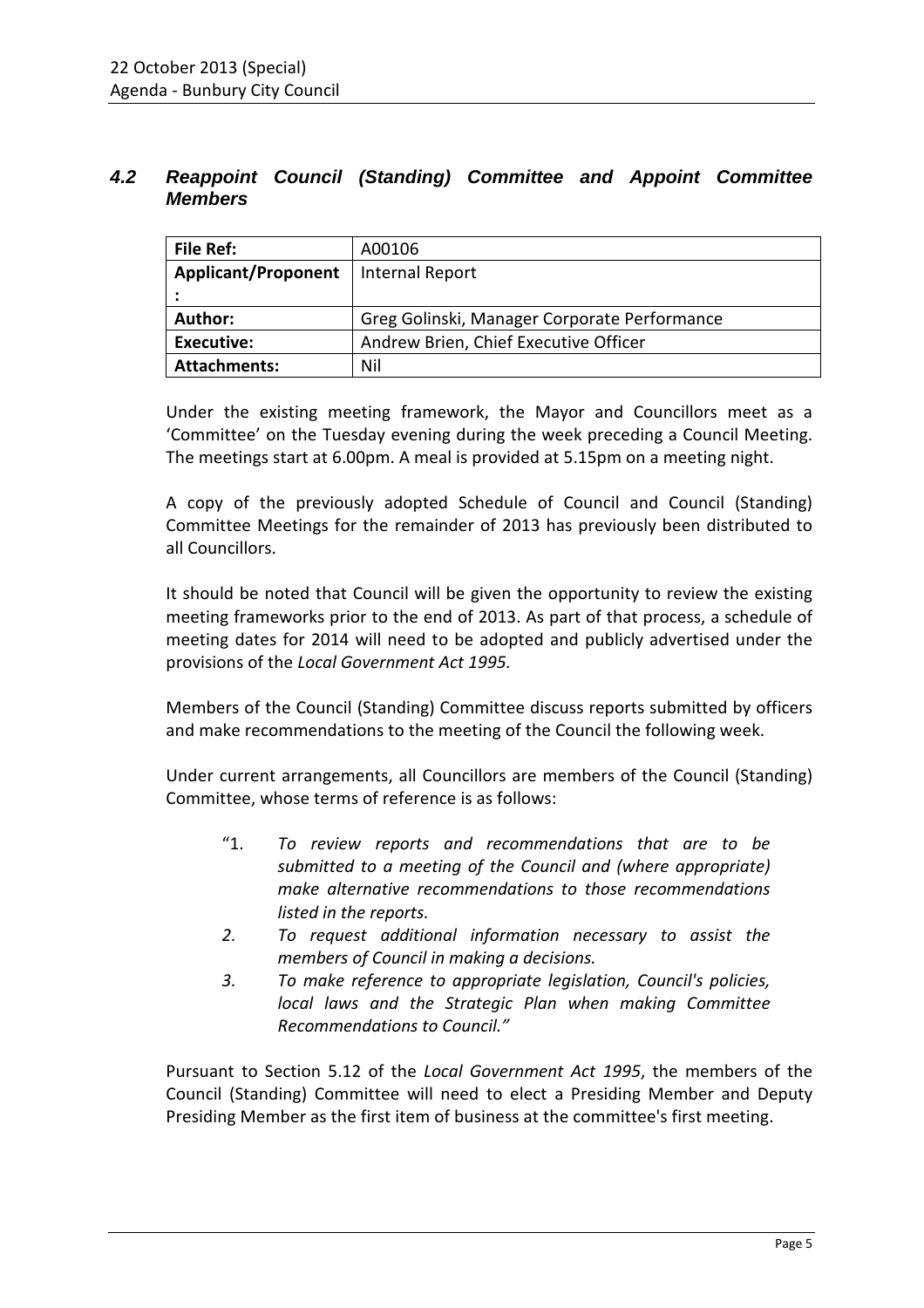## 4.2 *Reappoint Council (Standing) Committee and Appoint Committee Members*

| **File Ref:** | A00106 |
|---|---|
| **Applicant/Proponent:** | Internal Report |
| **Author:** | Greg Golinski, Manager Corporate Performance |
| **Executive:** | Andrew Brien, Chief Executive Officer |
| **Attachments:** | Nil |

Under the existing meeting framework, the Mayor and Councillors meet as a 'Committee' on the Tuesday evening during the week preceding a Council Meeting. The meetings start at 6.00pm. A meal is provided at 5.15pm on a meeting night.

A copy of the previously adopted Schedule of Council and Council (Standing) Committee Meetings for the remainder of 2013 has previously been distributed to all Councillors.

It should be noted that Council will be given the opportunity to review the existing meeting frameworks prior to the end of 2013. As part of that process, a schedule of meeting dates for 2014 will need to be adopted and publicly advertised under the provisions of the *Local Government Act 1995.*

Members of the Council (Standing) Committee discuss reports submitted by officers and make recommendations to the meeting of the Council the following week.

Under current arrangements, all Councillors are members of the Council (Standing) Committee, whose terms of reference is as follows:

> "1. *To review reports and recommendations that are to be submitted to a meeting of the Council and (where appropriate) make alternative recommendations to those recommendations listed in the reports.*
>
> *2. To request additional information necessary to assist the members of Council in making a decisions.*
>
> *3. To make reference to appropriate legislation, Council's policies, local laws and the Strategic Plan when making Committee Recommendations to Council."*

Pursuant to Section 5.12 of the *Local Government Act 1995*, the members of the Council (Standing) Committee will need to elect a Presiding Member and Deputy Presiding Member as the first item of business at the committee's first meeting.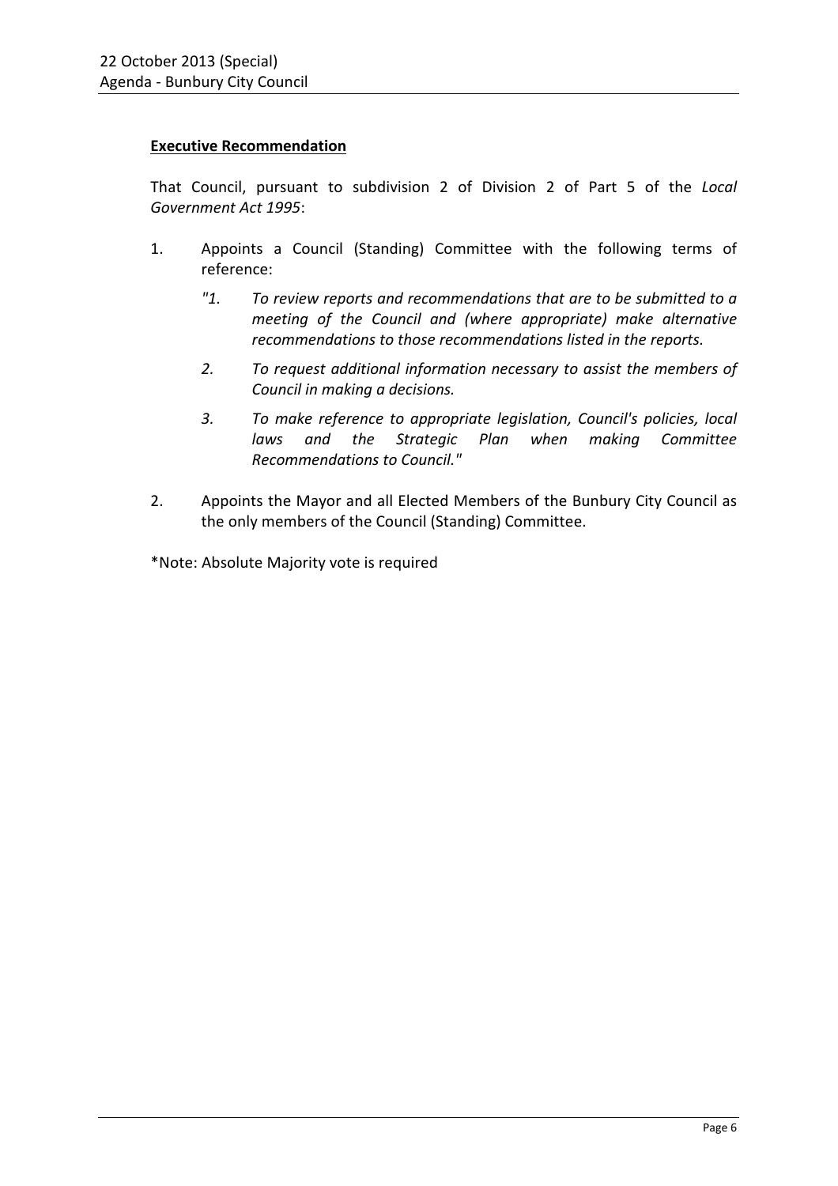**Executive Recommendation**

That Council, pursuant to subdivision 2 of Division 2 of Part 5 of the *Local Government Act 1995*:

1. Appoints a Council (Standing) Committee with the following terms of reference:

   *"1. To review reports and recommendations that are to be submitted to a meeting of the Council and (where appropriate) make alternative recommendations to those recommendations listed in the reports.*

   *2. To request additional information necessary to assist the members of Council in making a decisions.*

   *3. To make reference to appropriate legislation, Council's policies, local laws and the Strategic Plan when making Committee Recommendations to Council."*

2. Appoints the Mayor and all Elected Members of the Bunbury City Council as the only members of the Council (Standing) Committee.

*Note: Absolute Majority vote is required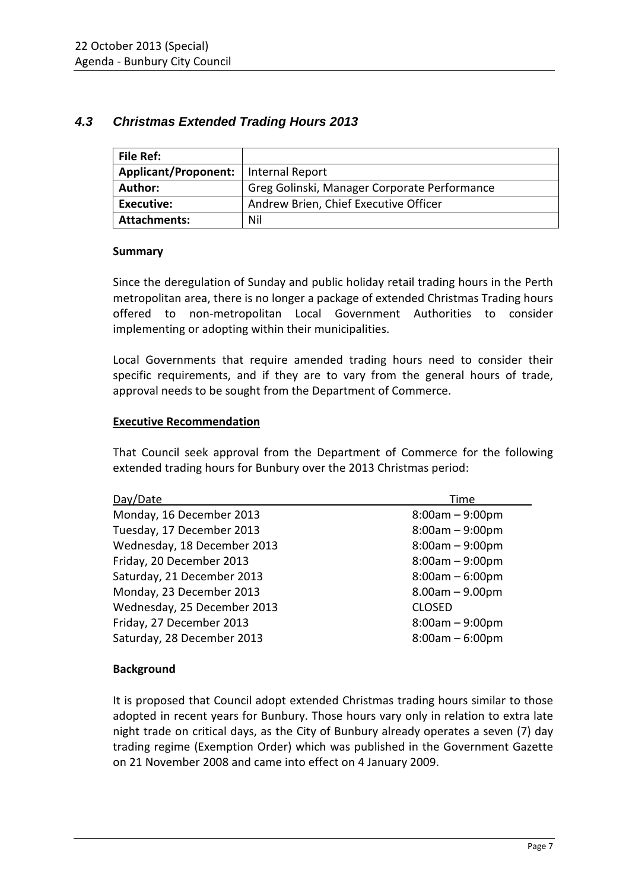## *4.3 Christmas Extended Trading Hours 2013*

| **File Ref:** | |
|---|---|
| **Applicant/Proponent:** | Internal Report |
| **Author:** | Greg Golinski, Manager Corporate Performance |
| **Executive:** | Andrew Brien, Chief Executive Officer |
| **Attachments:** | Nil |

**Summary**

Since the deregulation of Sunday and public holiday retail trading hours in the Perth metropolitan area, there is no longer a package of extended Christmas Trading hours offered to non-metropolitan Local Government Authorities to consider implementing or adopting within their municipalities.

Local Governments that require amended trading hours need to consider their specific requirements, and if they are to vary from the general hours of trade, approval needs to be sought from the Department of Commerce.

**Executive Recommendation**

That Council seek approval from the Department of Commerce for the following extended trading hours for Bunbury over the 2013 Christmas period:

| Day/Date | Time |
|---|---|
| Monday, 16 December 2013 | 8:00am – 9:00pm |
| Tuesday, 17 December 2013 | 8:00am – 9:00pm |
| Wednesday, 18 December 2013 | 8:00am – 9:00pm |
| Friday, 20 December 2013 | 8:00am – 9:00pm |
| Saturday, 21 December 2013 | 8:00am – 6:00pm |
| Monday, 23 December 2013 | 8.00am – 9.00pm |
| Wednesday, 25 December 2013 | CLOSED |
| Friday, 27 December 2013 | 8:00am – 9:00pm |
| Saturday, 28 December 2013 | 8:00am – 6:00pm |

**Background**

It is proposed that Council adopt extended Christmas trading hours similar to those adopted in recent years for Bunbury. Those hours vary only in relation to extra late night trade on critical days, as the City of Bunbury already operates a seven (7) day trading regime (Exemption Order) which was published in the Government Gazette on 21 November 2008 and came into effect on 4 January 2009.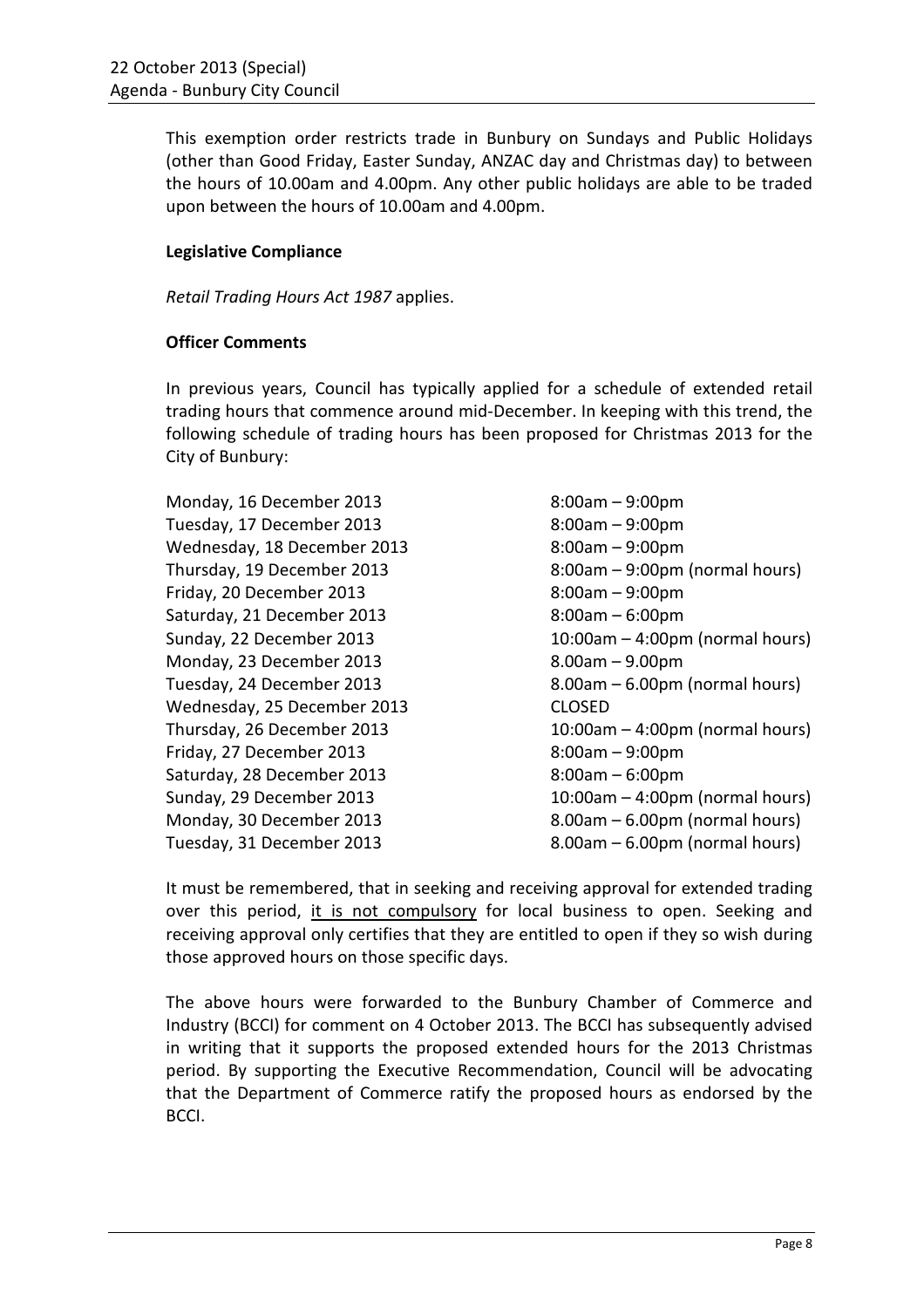This exemption order restricts trade in Bunbury on Sundays and Public Holidays (other than Good Friday, Easter Sunday, ANZAC day and Christmas day) to between the hours of 10.00am and 4.00pm. Any other public holidays are able to be traded upon between the hours of 10.00am and 4.00pm.

**Legislative Compliance**

*Retail Trading Hours Act 1987* applies.

**Officer Comments**

In previous years, Council has typically applied for a schedule of extended retail trading hours that commence around mid-December. In keeping with this trend, the following schedule of trading hours has been proposed for Christmas 2013 for the City of Bunbury:

| | |
|---|---|
| Monday, 16 December 2013 | 8:00am – 9:00pm |
| Tuesday, 17 December 2013 | 8:00am – 9:00pm |
| Wednesday, 18 December 2013 | 8:00am – 9:00pm |
| Thursday, 19 December 2013 | 8:00am – 9:00pm (normal hours) |
| Friday, 20 December 2013 | 8:00am – 9:00pm |
| Saturday, 21 December 2013 | 8:00am – 6:00pm |
| Sunday, 22 December 2013 | 10:00am – 4:00pm (normal hours) |
| Monday, 23 December 2013 | 8.00am – 9.00pm |
| Tuesday, 24 December 2013 | 8.00am – 6.00pm (normal hours) |
| Wednesday, 25 December 2013 | CLOSED |
| Thursday, 26 December 2013 | 10:00am – 4:00pm (normal hours) |
| Friday, 27 December 2013 | 8:00am – 9:00pm |
| Saturday, 28 December 2013 | 8:00am – 6:00pm |
| Sunday, 29 December 2013 | 10:00am – 4:00pm (normal hours) |
| Monday, 30 December 2013 | 8.00am – 6.00pm (normal hours) |
| Tuesday, 31 December 2013 | 8.00am – 6.00pm (normal hours) |

It must be remembered, that in seeking and receiving approval for extended trading over this period, it is not compulsory for local business to open. Seeking and receiving approval only certifies that they are entitled to open if they so wish during those approved hours on those specific days.

The above hours were forwarded to the Bunbury Chamber of Commerce and Industry (BCCI) for comment on 4 October 2013. The BCCI has subsequently advised in writing that it supports the proposed extended hours for the 2013 Christmas period. By supporting the Executive Recommendation, Council will be advocating that the Department of Commerce ratify the proposed hours as endorsed by the BCCI.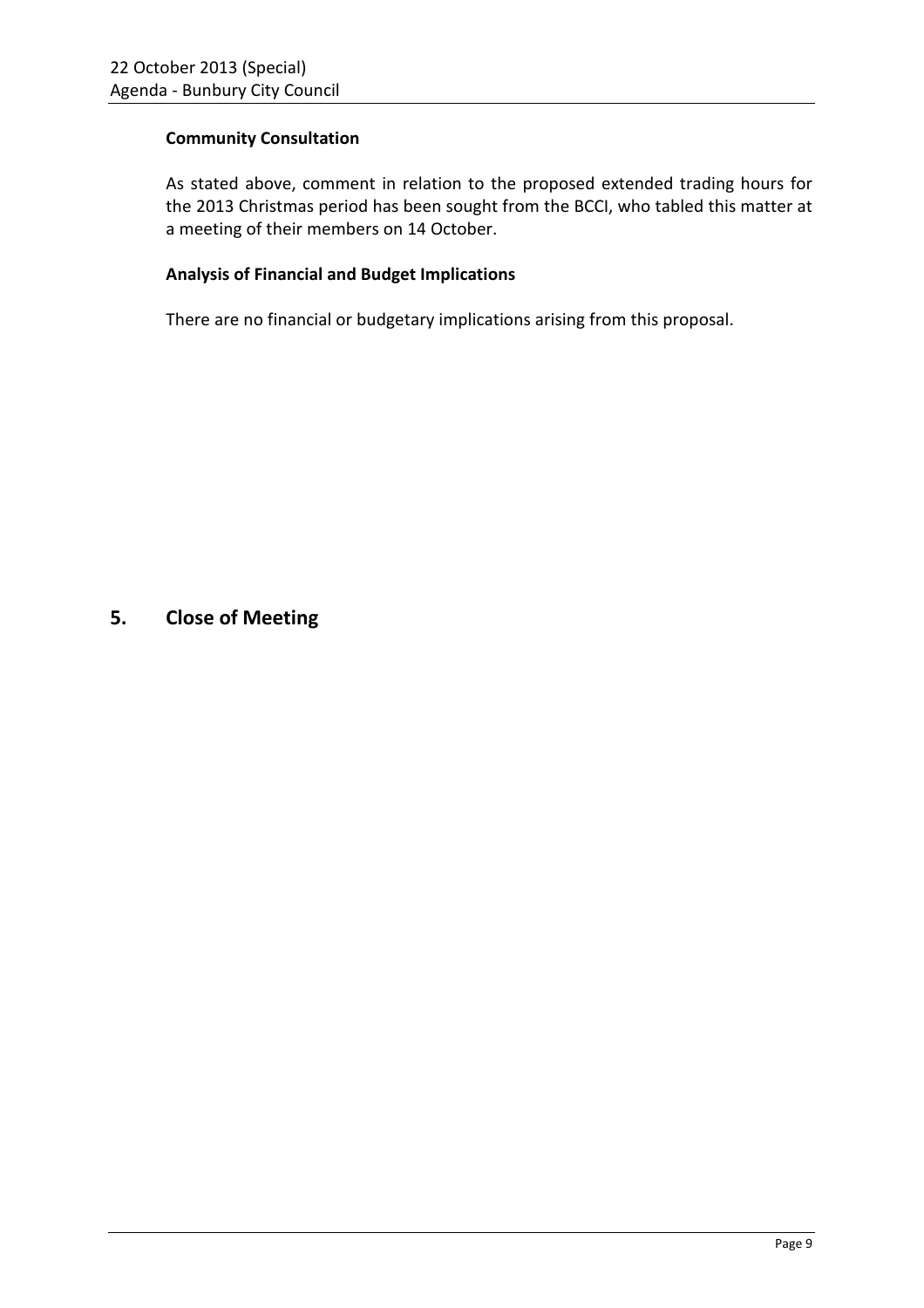**Community Consultation**

As stated above, comment in relation to the proposed extended trading hours for the 2013 Christmas period has been sought from the BCCI, who tabled this matter at a meeting of their members on 14 October.

**Analysis of Financial and Budget Implications**

There are no financial or budgetary implications arising from this proposal.

## 5. Close of Meeting